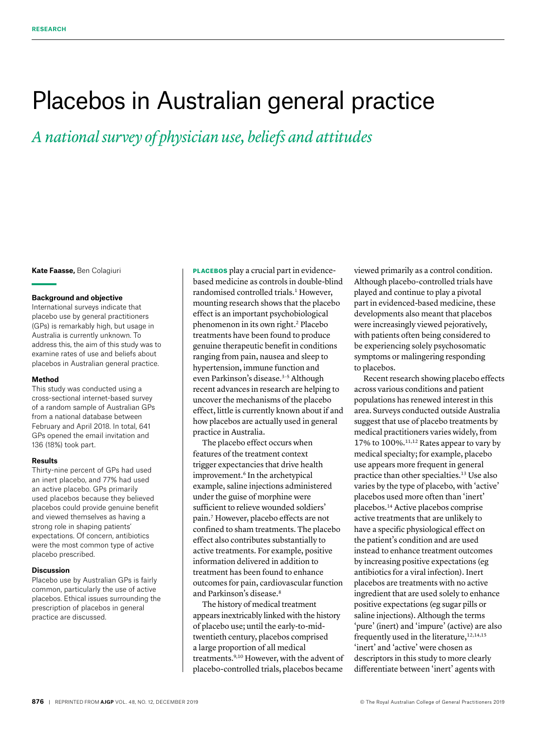# Placebos in Australian general practice

## *A national survey of physician use, beliefs and attitudes*

**Kate Faasse,** Ben Colagiuri

### Background and objective

International surveys indicate that placebo use by general practitioners (GPs) is remarkably high, but usage in Australia is currently unknown. To address this, the aim of this study was to examine rates of use and beliefs about placebos in Australian general practice.

### Method

This study was conducted using a cross-sectional internet-based survey of a random sample of Australian GPs from a national database between February and April 2018. In total, 641 GPs opened the email invitation and 136 (18%) took part.

### Results

Thirty-nine percent of GPs had used an inert placebo, and 77% had used an active placebo. GPs primarily used placebos because they believed placebos could provide genuine benefit and viewed themselves as having a strong role in shaping patients' expectations. Of concern, antibiotics were the most common type of active placebo prescribed.

### Discussion

Placebo use by Australian GPs is fairly common, particularly the use of active placebos. Ethical issues surrounding the prescription of placebos in general practice are discussed.

**PLACEBOS** play a crucial part in evidence-based medicine as controls in double-blind randomised controlled trials.[1] However, mounting research shows that the placebo effect is an important psychobiological phenomenon in its own right.[2] Placebo treatments have been found to produce genuine therapeutic benefit in conditions ranging from pain, nausea and sleep to hypertension, immune function and even Parkinson's disease.[3–5] Although recent advances in research are helping to uncover the mechanisms of the placebo effect, little is currently known about if and how placebos are actually used in general practice in Australia.

The placebo effect occurs when features of the treatment context trigger expectancies that drive health improvement.[6] In the archetypical example, saline injections administered under the guise of morphine were sufficient to relieve wounded soldiers' pain.[7] However, placebo effects are not confined to sham treatments. The placebo effect also contributes substantially to active treatments. For example, positive information delivered in addition to treatment has been found to enhance outcomes for pain, cardiovascular function and Parkinson's disease.[8]

The history of medical treatment appears inextricably linked with the history of placebo use; until the early-to-mid-twentieth century, placebos comprised a large proportion of all medical treatments.[9,10] However, with the advent of placebo-controlled trials, placebos became viewed primarily as a control condition. Although placebo-controlled trials have played and continue to play a pivotal part in evidenced-based medicine, these developments also meant that placebos were increasingly viewed pejoratively, with patients often being considered to be experiencing solely psychosomatic symptoms or malingering responding to placebos.

Recent research showing placebo effects across various conditions and patient populations has renewed interest in this area. Surveys conducted outside Australia suggest that use of placebo treatments by medical practitioners varies widely, from 17% to 100%.[11,12] Rates appear to vary by medical specialty; for example, placebo use appears more frequent in general practice than other specialties.[13] Use also varies by the type of placebo, with 'active' placebos used more often than 'inert' placebos.[14] Active placebos comprise active treatments that are unlikely to have a specific physiological effect on the patient's condition and are used instead to enhance treatment outcomes by increasing positive expectations (eg antibiotics for a viral infection). Inert placebos are treatments with no active ingredient that are used solely to enhance positive expectations (eg sugar pills or saline injections). Although the terms 'pure' (inert) and 'impure' (active) are also frequently used in the literature,[12,14,15] 'inert' and 'active' were chosen as descriptors in this study to more clearly differentiate between 'inert' agents with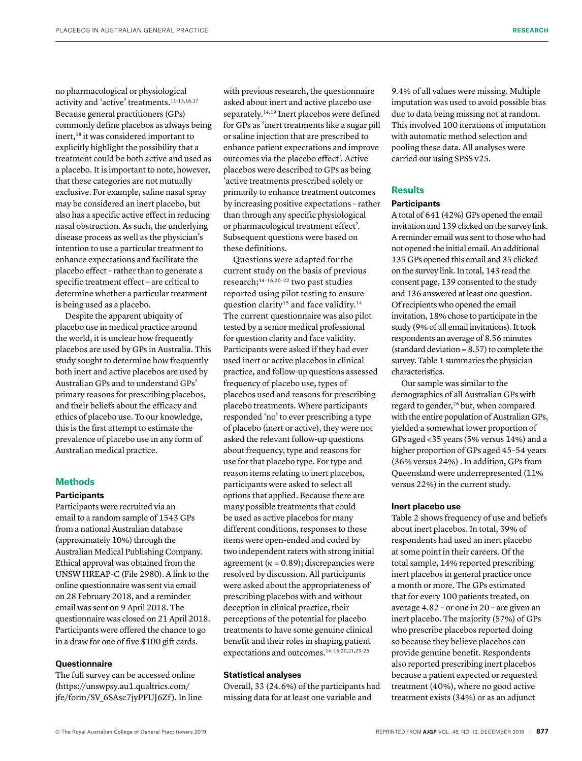no pharmacological or physiological activity and 'active' treatments.[11–13,16,17] Because general practitioners (GPs) commonly define placebos as always being inert,[18] it was considered important to explicitly highlight the possibility that a treatment could be both active and used as a placebo. It is important to note, however, that these categories are not mutually exclusive. For example, saline nasal spray may be considered an inert placebo, but also has a specific active effect in reducing nasal obstruction. As such, the underlying disease process as well as the physician's intention to use a particular treatment to enhance expectations and facilitate the placebo effect – rather than to generate a specific treatment effect – are critical to determine whether a particular treatment is being used as a placebo.

Despite the apparent ubiquity of placebo use in medical practice around the world, it is unclear how frequently placebos are used by GPs in Australia. This study sought to determine how frequently both inert and active placebos are used by Australian GPs and to understand GPs' primary reasons for prescribing placebos, and their beliefs about the efficacy and ethics of placebo use. To our knowledge, this is the first attempt to estimate the prevalence of placebo use in any form of Australian medical practice.

## Methods

### Participants

Participants were recruited via an email to a random sample of 1543 GPs from a national Australian database (approximately 10%) through the Australian Medical Publishing Company. Ethical approval was obtained from the UNSW HREAP-C (File 2980). A link to the online questionnaire was sent via email on 28 February 2018, and a reminder email was sent on 9 April 2018. The questionnaire was closed on 21 April 2018. Participants were offered the chance to go in a draw for one of five $100 gift cards.

### Questionnaire

The full survey can be accessed online (https://unswpsy.au1.qualtrics.com/jfe/form/SV_6SAsc7jyPFUJ6Zf). In line with previous research, the questionnaire asked about inert and active placebo use separately.[14,19] Inert placebos were defined for GPs as 'inert treatments like a sugar pill or saline injection that are prescribed to enhance patient expectations and improve outcomes via the placebo effect'. Active placebos were described to GPs as being 'active treatments prescribed solely or primarily to enhance treatment outcomes by increasing positive expectations – rather than through any specific physiological or pharmacological treatment effect'. Subsequent questions were based on these definitions.

Questions were adapted for the current study on the basis of previous research;[14–16,20–22] two past studies reported using pilot testing to ensure question clarity[15] and face validity.[14] The current questionnaire was also pilot tested by a senior medical professional for question clarity and face validity. Participants were asked if they had ever used inert or active placebos in clinical practice, and follow-up questions assessed frequency of placebo use, types of placebos used and reasons for prescribing placebo treatments. Where participants responded 'no' to ever prescribing a type of placebo (inert or active), they were not asked the relevant follow-up questions about frequency, type and reasons for use for that placebo type. For type and reason items relating to inert placebos, participants were asked to select all options that applied. Because there are many possible treatments that could be used as active placebos for many different conditions, responses to these items were open-ended and coded by two independent raters with strong initial agreement ($\kappa = 0.89$); discrepancies were resolved by discussion. All participants were asked about the appropriateness of prescribing placebos with and without deception in clinical practice, their perceptions of the potential for placebo treatments to have some genuine clinical benefit and their roles in shaping patient expectations and outcomes.[14–16,20,21,23–25]

### Statistical analyses

Overall, 33 (24.6%) of the participants had missing data for at least one variable and 9.4% of all values were missing. Multiple imputation was used to avoid possible bias due to data being missing not at random. This involved 100 iterations of imputation with automatic method selection and pooling these data. All analyses were carried out using SPSS v25.

## Results

### Participants

A total of 641 (42%) GPs opened the email invitation and 139 clicked on the survey link. A reminder email was sent to those who had not opened the initial email. An additional 135 GPs opened this email and 35 clicked on the survey link. In total, 143 read the consent page, 139 consented to the study and 136 answered at least one question. Of recipients who opened the email invitation, 18% chose to participate in the study (9% of all email invitations). It took respondents an average of 8.56 minutes (standard deviation = 8.57) to complete the survey. Table 1 summaries the physician characteristics.

Our sample was similar to the demographics of all Australian GPs with regard to gender,[26] but, when compared with the entire population of Australian GPs, yielded a somewhat lower proportion of GPs aged <35 years (5% versus 14%) and a higher proportion of GPs aged 45–54 years (36% versus 24%) . In addition, GPs from Queensland were underrepresented (11% versus 22%) in the current study.

### Inert placebo use

Table 2 shows frequency of use and beliefs about inert placebos. In total, 39% of respondents had used an inert placebo at some point in their careers. Of the total sample, 14% reported prescribing inert placebos in general practice once a month or more. The GPs estimated that for every 100 patients treated, on average 4.82 – or one in 20 – are given an inert placebo. The majority (57%) of GPs who prescribe placebos reported doing so because they believe placebos can provide genuine benefit. Respondents also reported prescribing inert placebos because a patient expected or requested treatment (40%), where no good active treatment exists (34%) or as an adjunct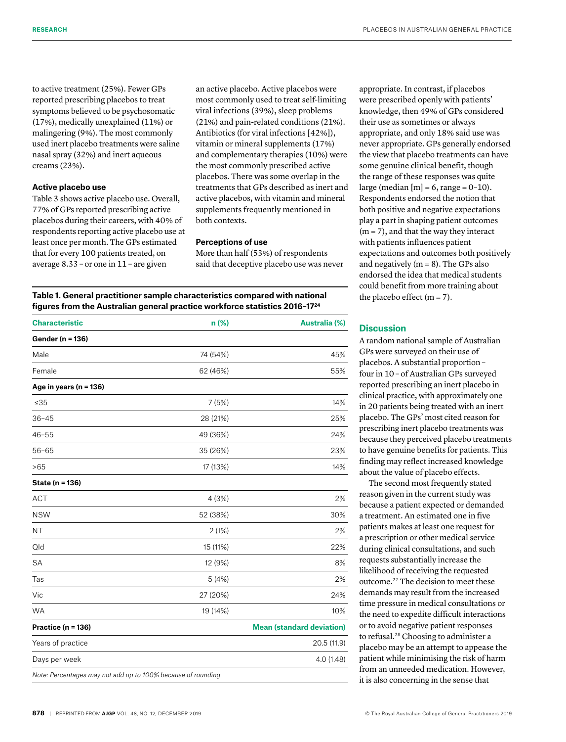to active treatment (25%). Fewer GPs reported prescribing placebos to treat symptoms believed to be psychosomatic (17%), medically unexplained (11%) or malingering (9%). The most commonly used inert placebo treatments were saline nasal spray (32%) and inert aqueous creams (23%).

### Active placebo use

Table 3 shows active placebo use. Overall, 77% of GPs reported prescribing active placebos during their careers, with 40% of respondents reporting active placebo use at least once per month. The GPs estimated that for every 100 patients treated, on average 8.33 – or one in 11 – are given an active placebo. Active placebos were most commonly used to treat self-limiting viral infections (39%), sleep problems (21%) and pain-related conditions (21%). Antibiotics (for viral infections [42%]), vitamin or mineral supplements (17%) and complementary therapies (10%) were the most commonly prescribed active placebos. There was some overlap in the treatments that GPs described as inert and active placebos, with vitamin and mineral supplements frequently mentioned in both contexts.

### Perceptions of use

More than half (53%) of respondents said that deceptive placebo use was never appropriate. In contrast, if placebos were prescribed openly with patients' knowledge, then 49% of GPs considered their use as sometimes or always appropriate, and only 18% said use was never appropriate. GPs generally endorsed the view that placebo treatments can have some genuine clinical benefit, though the range of these responses was quite large (median [m] = 6, range = 0–10). Respondents endorsed the notion that both positive and negative expectations play a part in shaping patient outcomes (m = 7), and that the way they interact with patients influences patient expectations and outcomes both positively and negatively (m = 8). The GPs also endorsed the idea that medical students could benefit from more training about the placebo effect (m = 7).

**Table 1. General practitioner sample characteristics compared with national figures from the Australian general practice workforce statistics 2016–17[24]**

| Characteristic | n (%) | Australia (%) |
|---|---|---|
| **Gender (n = 136)** | | |
| Male | 74 (54%) | 45% |
| Female | 62 (46%) | 55% |
| **Age in years (n = 136)** | | |
| ≤35 | 7 (5%) | 14% |
| 36–45 | 28 (21%) | 25% |
| 46–55 | 49 (36%) | 24% |
| 56–65 | 35 (26%) | 23% |
| >65 | 17 (13%) | 14% |
| **State (n = 136)** | | |
| ACT | 4 (3%) | 2% |
| NSW | 52 (38%) | 30% |
| NT | 2 (1%) | 2% |
| Qld | 15 (11%) | 22% |
| SA | 12 (9%) | 8% |
| Tas | 5 (4%) | 2% |
| Vic | 27 (20%) | 24% |
| WA | 19 (14%) | 10% |
| **Practice (n = 136)** | | **Mean (standard deviation)** |
| Years of practice | | 20.5 (11.9) |
| Days per week | | 4.0 (1.48) |

*Note: Percentages may not add up to 100% because of rounding*

## Discussion

A random national sample of Australian GPs were surveyed on their use of placebos. A substantial proportion – four in 10 – of Australian GPs surveyed reported prescribing an inert placebo in clinical practice, with approximately one in 20 patients being treated with an inert placebo. The GPs' most cited reason for prescribing inert placebo treatments was because they perceived placebo treatments to have genuine benefits for patients. This finding may reflect increased knowledge about the value of placebo effects.

The second most frequently stated reason given in the current study was because a patient expected or demanded a treatment. An estimated one in five patients makes at least one request for a prescription or other medical service during clinical consultations, and such requests substantially increase the likelihood of receiving the requested outcome.[27] The decision to meet these demands may result from the increased time pressure in medical consultations or the need to expedite difficult interactions or to avoid negative patient responses to refusal.[28] Choosing to administer a placebo may be an attempt to appease the patient while minimising the risk of harm from an unneeded medication. However, it is also concerning in the sense that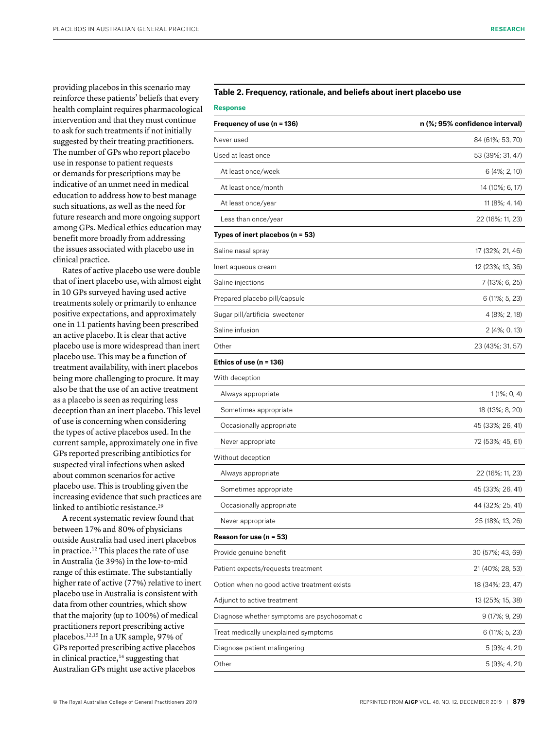providing placebos in this scenario may reinforce these patients' beliefs that every health complaint requires pharmacological intervention and that they must continue to ask for such treatments if not initially suggested by their treating practitioners. The number of GPs who report placebo use in response to patient requests or demands for prescriptions may be indicative of an unmet need in medical education to address how to best manage such situations, as well as the need for future research and more ongoing support among GPs. Medical ethics education may benefit more broadly from addressing the issues associated with placebo use in clinical practice.

Rates of active placebo use were double that of inert placebo use, with almost eight in 10 GPs surveyed having used active treatments solely or primarily to enhance positive expectations, and approximately one in 11 patients having been prescribed an active placebo. It is clear that active placebo use is more widespread than inert placebo use. This may be a function of treatment availability, with inert placebos being more challenging to procure. It may also be that the use of an active treatment as a placebo is seen as requiring less deception than an inert placebo. This level of use is concerning when considering the types of active placebos used. In the current sample, approximately one in five GPs reported prescribing antibiotics for suspected viral infections when asked about common scenarios for active placebo use. This is troubling given the increasing evidence that such practices are linked to antibiotic resistance.[29]

A recent systematic review found that between 17% and 80% of physicians outside Australia had used inert placebos in practice.[12] This places the rate of use in Australia (ie 39%) in the low-to-mid range of this estimate. The substantially higher rate of active (77%) relative to inert placebo use in Australia is consistent with data from other countries, which show that the majority (up to 100%) of medical practitioners report prescribing active placebos.[12,15] In a UK sample, 97% of GPs reported prescribing active placebos in clinical practice,[14] suggesting that Australian GPs might use active placebos

**Table 2. Frequency, rationale, and beliefs about inert placebo use**

| Response | |
|---|---|
| **Frequency of use (n = 136)** | **n (%; 95% confidence interval)** |
| Never used | 84 (61%; 53, 70) |
| Used at least once | 53 (39%; 31, 47) |
| At least once/week | 6 (4%; 2, 10) |
| At least once/month | 14 (10%; 6, 17) |
| At least once/year | 11 (8%; 4, 14) |
| Less than once/year | 22 (16%; 11, 23) |
| **Types of inert placebos (n = 53)** | |
| Saline nasal spray | 17 (32%; 21, 46) |
| Inert aqueous cream | 12 (23%; 13, 36) |
| Saline injections | 7 (13%; 6, 25) |
| Prepared placebo pill/capsule | 6 (11%; 5, 23) |
| Sugar pill/artificial sweetener | 4 (8%; 2, 18) |
| Saline infusion | 2 (4%; 0, 13) |
| Other | 23 (43%; 31, 57) |
| **Ethics of use (n = 136)** | |
| With deception | |
| Always appropriate | 1 (1%; 0, 4) |
| Sometimes appropriate | 18 (13%; 8, 20) |
| Occasionally appropriate | 45 (33%; 26, 41) |
| Never appropriate | 72 (53%; 45, 61) |
| Without deception | |
| Always appropriate | 22 (16%; 11, 23) |
| Sometimes appropriate | 45 (33%; 26, 41) |
| Occasionally appropriate | 44 (32%; 25, 41) |
| Never appropriate | 25 (18%; 13, 26) |
| **Reason for use (n = 53)** | |
| Provide genuine benefit | 30 (57%; 43, 69) |
| Patient expects/requests treatment | 21 (40%; 28, 53) |
| Option when no good active treatment exists | 18 (34%; 23, 47) |
| Adjunct to active treatment | 13 (25%; 15, 38) |
| Diagnose whether symptoms are psychosomatic | 9 (17%; 9, 29) |
| Treat medically unexplained symptoms | 6 (11%; 5, 23) |
| Diagnose patient malingering | 5 (9%; 4, 21) |
| Other | 5 (9%; 4, 21) |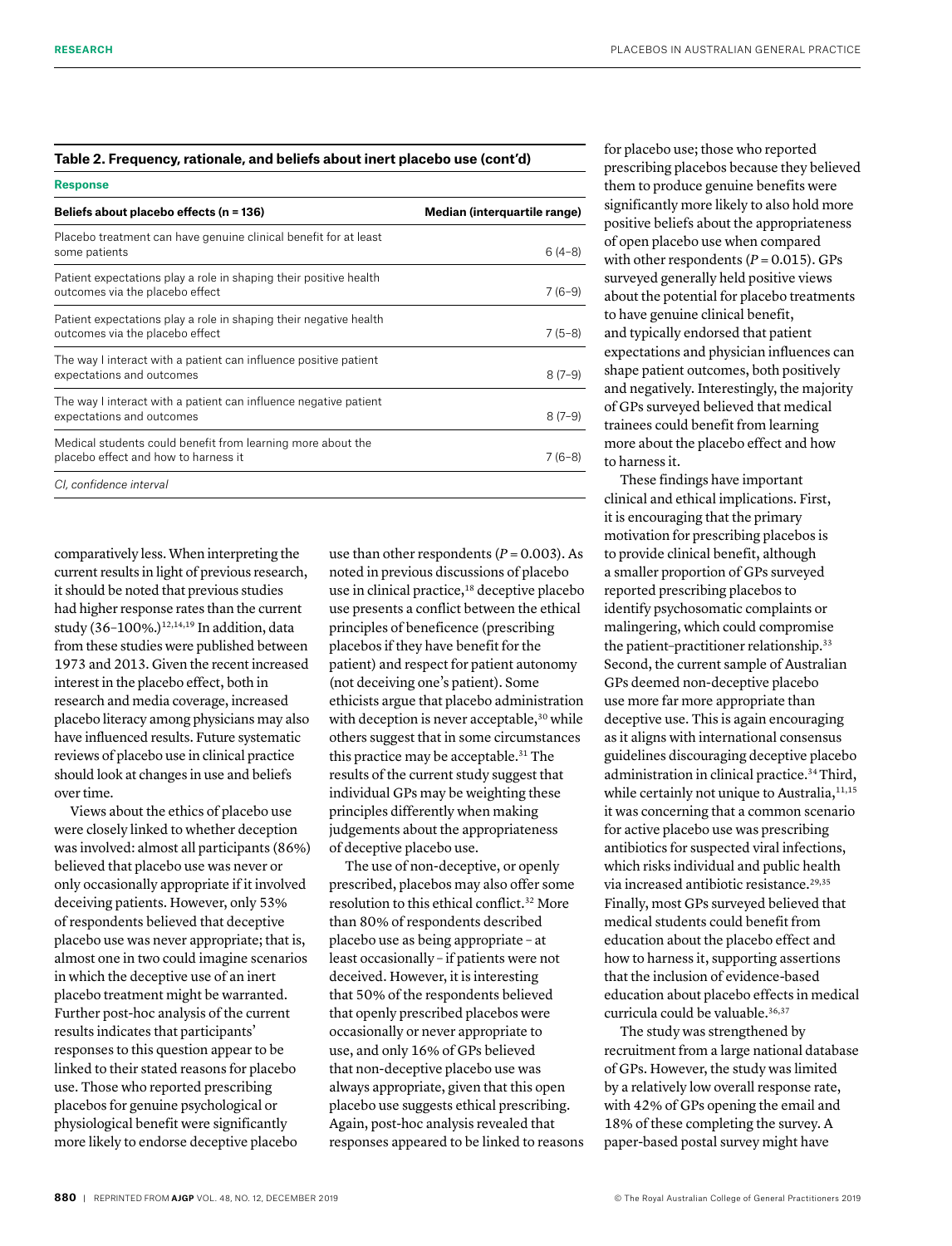**Table 2. Frequency, rationale, and beliefs about inert placebo use (cont'd)**

| Response | |
|---|---|
| **Beliefs about placebo effects (n = 136)** | **Median (interquartile range)** |
| Placebo treatment can have genuine clinical benefit for at least some patients | 6 (4–8) |
| Patient expectations play a role in shaping their positive health outcomes via the placebo effect | 7 (6–9) |
| Patient expectations play a role in shaping their negative health outcomes via the placebo effect | 7 (5–8) |
| The way I interact with a patient can influence positive patient expectations and outcomes | 8 (7–9) |
| The way I interact with a patient can influence negative patient expectations and outcomes | 8 (7–9) |
| Medical students could benefit from learning more about the placebo effect and how to harness it | 7 (6–8) |

*CI, confidence interval*

comparatively less. When interpreting the current results in light of previous research, it should be noted that previous studies had higher response rates than the current study (36–100%.)[12,14,19] In addition, data from these studies were published between 1973 and 2013. Given the recent increased interest in the placebo effect, both in research and media coverage, increased placebo literacy among physicians may also have influenced results. Future systematic reviews of placebo use in clinical practice should look at changes in use and beliefs over time.

Views about the ethics of placebo use were closely linked to whether deception was involved: almost all participants (86%) believed that placebo use was never or only occasionally appropriate if it involved deceiving patients. However, only 53% of respondents believed that deceptive placebo use was never appropriate; that is, almost one in two could imagine scenarios in which the deceptive use of an inert placebo treatment might be warranted. Further post-hoc analysis of the current results indicates that participants' responses to this question appear to be linked to their stated reasons for placebo use. Those who reported prescribing placebos for genuine psychological or physiological benefit were significantly more likely to endorse deceptive placebo use than other respondents ($P = 0.003$). As noted in previous discussions of placebo use in clinical practice,[18] deceptive placebo use presents a conflict between the ethical principles of beneficence (prescribing placebos if they have benefit for the patient) and respect for patient autonomy (not deceiving one's patient). Some ethicists argue that placebo administration with deception is never acceptable,[30] while others suggest that in some circumstances this practice may be acceptable.[31] The results of the current study suggest that individual GPs may be weighting these principles differently when making judgements about the appropriateness of deceptive placebo use.

The use of non-deceptive, or openly prescribed, placebos may also offer some resolution to this ethical conflict.[32] More than 80% of respondents described placebo use as being appropriate – at least occasionally – if patients were not deceived. However, it is interesting that 50% of the respondents believed that openly prescribed placebos were occasionally or never appropriate to use, and only 16% of GPs believed that non-deceptive placebo use was always appropriate, given that this open placebo use suggests ethical prescribing. Again, post-hoc analysis revealed that responses appeared to be linked to reasons for placebo use; those who reported prescribing placebos because they believed them to produce genuine benefits were significantly more likely to also hold more positive beliefs about the appropriateness of open placebo use when compared with other respondents ($P = 0.015$). GPs surveyed generally held positive views about the potential for placebo treatments to have genuine clinical benefit, and typically endorsed that patient expectations and physician influences can shape patient outcomes, both positively and negatively. Interestingly, the majority of GPs surveyed believed that medical trainees could benefit from learning more about the placebo effect and how to harness it.

These findings have important clinical and ethical implications. First, it is encouraging that the primary motivation for prescribing placebos is to provide clinical benefit, although a smaller proportion of GPs surveyed reported prescribing placebos to identify psychosomatic complaints or malingering, which could compromise the patient–practitioner relationship.[33] Second, the current sample of Australian GPs deemed non-deceptive placebo use more far more appropriate than deceptive use. This is again encouraging as it aligns with international consensus guidelines discouraging deceptive placebo administration in clinical practice.[34] Third, while certainly not unique to Australia,[11,15] it was concerning that a common scenario for active placebo use was prescribing antibiotics for suspected viral infections, which risks individual and public health via increased antibiotic resistance.[29,35] Finally, most GPs surveyed believed that medical students could benefit from education about the placebo effect and how to harness it, supporting assertions that the inclusion of evidence-based education about placebo effects in medical curricula could be valuable.[36,37]

The study was strengthened by recruitment from a large national database of GPs. However, the study was limited by a relatively low overall response rate, with 42% of GPs opening the email and 18% of these completing the survey. A paper-based postal survey might have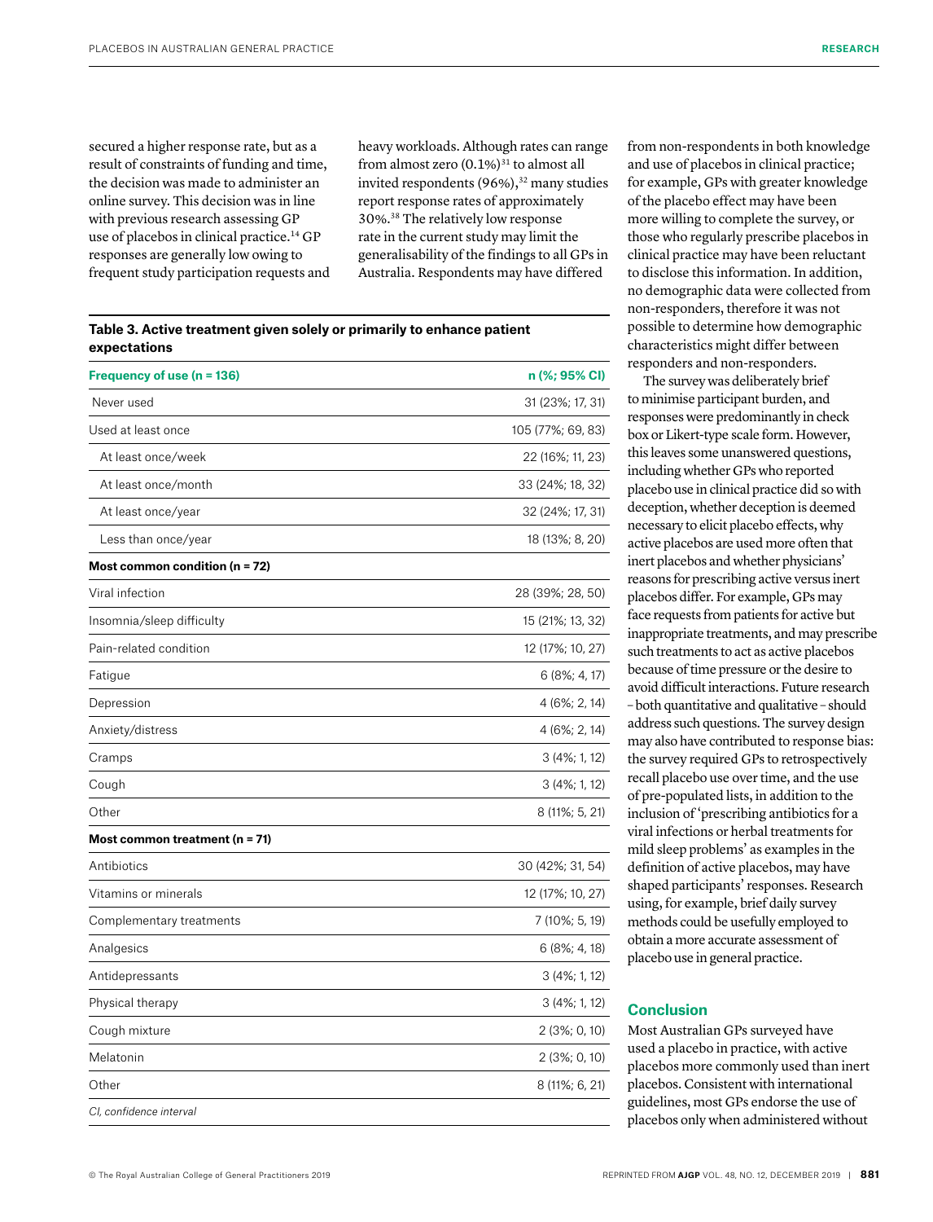secured a higher response rate, but as a result of constraints of funding and time, the decision was made to administer an online survey. This decision was in line with previous research assessing GP use of placebos in clinical practice.[14] GP responses are generally low owing to frequent study participation requests and heavy workloads. Although rates can range from almost zero (0.1%)[31] to almost all invited respondents (96%),[32] many studies report response rates of approximately 30%.[38] The relatively low response rate in the current study may limit the generalisability of the findings to all GPs in Australia. Respondents may have differed from non-respondents in both knowledge and use of placebos in clinical practice; for example, GPs with greater knowledge of the placebo effect may have been more willing to complete the survey, or those who regularly prescribe placebos in clinical practice may have been reluctant to disclose this information. In addition, no demographic data were collected from non-responders, therefore it was not possible to determine how demographic characteristics might differ between responders and non-responders.

**Table 3. Active treatment given solely or primarily to enhance patient expectations**

| Frequency of use (n = 136) | n (%; 95% CI) |
|---|---|
| Never used | 31 (23%; 17, 31) |
| Used at least once | 105 (77%; 69, 83) |
| At least once/week | 22 (16%; 11, 23) |
| At least once/month | 33 (24%; 18, 32) |
| At least once/year | 32 (24%; 17, 31) |
| Less than once/year | 18 (13%; 8, 20) |
| **Most common condition (n = 72)** | |
| Viral infection | 28 (39%; 28, 50) |
| Insomnia/sleep difficulty | 15 (21%; 13, 32) |
| Pain-related condition | 12 (17%; 10, 27) |
| Fatigue | 6 (8%; 4, 17) |
| Depression | 4 (6%; 2, 14) |
| Anxiety/distress | 4 (6%; 2, 14) |
| Cramps | 3 (4%; 1, 12) |
| Cough | 3 (4%; 1, 12) |
| Other | 8 (11%; 5, 21) |
| **Most common treatment (n = 71)** | |
| Antibiotics | 30 (42%; 31, 54) |
| Vitamins or minerals | 12 (17%; 10, 27) |
| Complementary treatments | 7 (10%; 5, 19) |
| Analgesics | 6 (8%; 4, 18) |
| Antidepressants | 3 (4%; 1, 12) |
| Physical therapy | 3 (4%; 1, 12) |
| Cough mixture | 2 (3%; 0, 10) |
| Melatonin | 2 (3%; 0, 10) |
| Other | 8 (11%; 6, 21) |

*CI, confidence interval*

The survey was deliberately brief to minimise participant burden, and responses were predominantly in check box or Likert-type scale form. However, this leaves some unanswered questions, including whether GPs who reported placebo use in clinical practice did so with deception, whether deception is deemed necessary to elicit placebo effects, why active placebos are used more often that inert placebos and whether physicians' reasons for prescribing active versus inert placebos differ. For example, GPs may face requests from patients for active but inappropriate treatments, and may prescribe such treatments to act as active placebos because of time pressure or the desire to avoid difficult interactions. Future research – both quantitative and qualitative – should address such questions. The survey design may also have contributed to response bias: the survey required GPs to retrospectively recall placebo use over time, and the use of pre-populated lists, in addition to the inclusion of 'prescribing antibiotics for a viral infections or herbal treatments for mild sleep problems' as examples in the definition of active placebos, may have shaped participants' responses. Research using, for example, brief daily survey methods could be usefully employed to obtain a more accurate assessment of placebo use in general practice.

## Conclusion

Most Australian GPs surveyed have used a placebo in practice, with active placebos more commonly used than inert placebos. Consistent with international guidelines, most GPs endorse the use of placebos only when administered without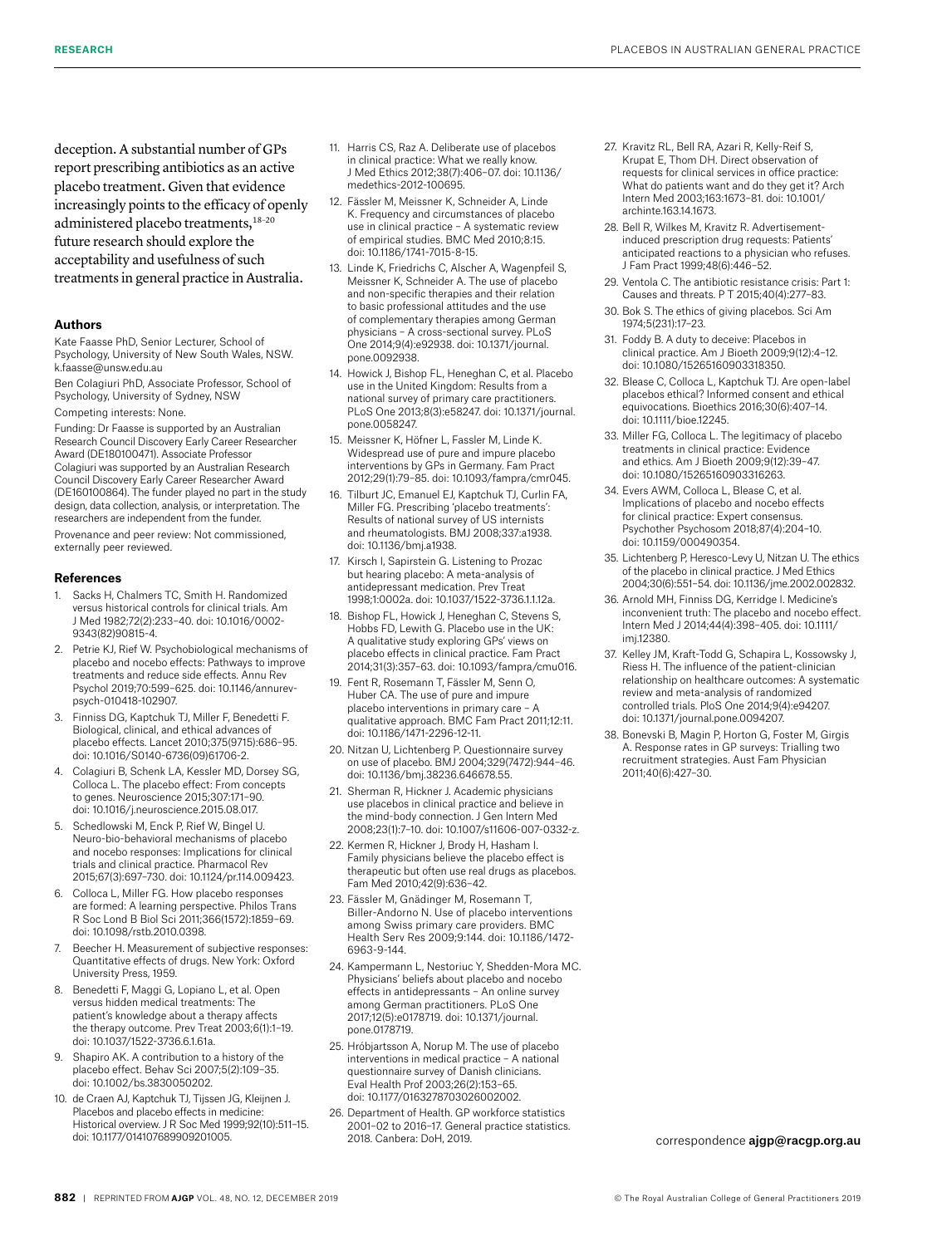deception. A substantial number of GPs report prescribing antibiotics as an active placebo treatment. Given that evidence increasingly points to the efficacy of openly administered placebo treatments,[18–20] future research should explore the acceptability and usefulness of such treatments in general practice in Australia.

#### Authors

Kate Faasse PhD, Senior Lecturer, School of Psychology, University of New South Wales, NSW. k.faasse@unsw.edu.au

Ben Colagiuri PhD, Associate Professor, School of Psychology, University of Sydney, NSW

Competing interests: None.

Funding: Dr Faasse is supported by an Australian Research Council Discovery Early Career Researcher Award (DE180100471). Associate Professor Colagiuri was supported by an Australian Research Council Discovery Early Career Researcher Award (DE160100864). The funder played no part in the study design, data collection, analysis, or interpretation. The researchers are independent from the funder.

Provenance and peer review: Not commissioned, externally peer reviewed.

#### References

1. Sacks H, Chalmers TC, Smith H. Randomized versus historical controls for clinical trials. Am J Med 1982;72(2):233–40. doi: 10.1016/0002-9343(82)90815-4.
2. Petrie KJ, Rief W. Psychobiological mechanisms of placebo and nocebo effects: Pathways to improve treatments and reduce side effects. Annu Rev Psychol 2019;70:599–625. doi: 10.1146/annurev-psych-010418-102907.
3. Finniss DG, Kaptchuk TJ, Miller F, Benedetti F. Biological, clinical, and ethical advances of placebo effects. Lancet 2010;375(9715):686–95. doi: 10.1016/S0140-6736(09)61706-2.
4. Colagiuri B, Schenk LA, Kessler MD, Dorsey SG, Colloca L. The placebo effect: From concepts to genes. Neuroscience 2015;307:171–90. doi: 10.1016/j.neuroscience.2015.08.017.
5. Schedlowski M, Enck P, Rief W, Bingel U. Neuro-bio-behavioral mechanisms of placebo and nocebo responses: Implications for clinical trials and clinical practice. Pharmacol Rev 2015;67(3):697–730. doi: 10.1124/pr.114.009423.
6. Colloca L, Miller FG. How placebo responses are formed: A learning perspective. Philos Trans R Soc Lond B Biol Sci 2011;366(1572):1859–69. doi: 10.1098/rstb.2010.0398.
7. Beecher H. Measurement of subjective responses: Quantitative effects of drugs. New York: Oxford University Press, 1959.
8. Benedetti F, Maggi G, Lopiano L, et al. Open versus hidden medical treatments: The patient's knowledge about a therapy affects the therapy outcome. Prev Treat 2003;6(1):1–19. doi: 10.1037/1522-3736.6.1.61a.
9. Shapiro AK. A contribution to a history of the placebo effect. Behav Sci 2007;5(2):109–35. doi: 10.1002/bs.3830050202.
10. de Craen AJ, Kaptchuk TJ, Tijssen JG, Kleijnen J. Placebos and placebo effects in medicine: Historical overview. J R Soc Med 1999;92(10):511–15. doi: 10.1177/014107689909201005.
11. Harris CS, Raz A. Deliberate use of placebos in clinical practice: What we really know. J Med Ethics 2012;38(7):406–07. doi: 10.1136/medethics-2012-100695.
12. Fässler M, Meissner K, Schneider A, Linde K. Frequency and circumstances of placebo use in clinical practice – A systematic review of empirical studies. BMC Med 2010;8:15. doi: 10.1186/1741-7015-8-15.
13. Linde K, Friedrichs C, Alscher A, Wagenpfeil S, Meissner K, Schneider A. The use of placebo and non-specific therapies and their relation to basic professional attitudes and the use of complementary therapies among German physicians – A cross-sectional survey. PLoS One 2014;9(4):e92938. doi: 10.1371/journal.pone.0092938.
14. Howick J, Bishop FL, Heneghan C, et al. Placebo use in the United Kingdom: Results from a national survey of primary care practitioners. PLoS One 2013;8(3):e58247. doi: 10.1371/journal.pone.0058247.
15. Meissner K, Höfner L, Fassler M, Linde K. Widespread use of pure and impure placebo interventions by GPs in Germany. Fam Pract 2012;29(1):79–85. doi: 10.1093/fampra/cmr045.
16. Tilburt JC, Emanuel EJ, Kaptchuk TJ, Curlin FA, Miller FG. Prescribing 'placebo treatments': Results of national survey of US internists and rheumatologists. BMJ 2008;337:a1938. doi: 10.1136/bmj.a1938.
17. Kirsch I, Sapirstein G. Listening to Prozac but hearing placebo: A meta-analysis of antidepressant medication. Prev Treat 1998;1:0002a. doi: 10.1037/1522-3736.1.1.12a.
18. Bishop FL, Howick J, Heneghan C, Stevens S, Hobbs FD, Lewith G. Placebo use in the UK: A qualitative study exploring GPs' views on placebo effects in clinical practice. Fam Pract 2014;31(3):357–63. doi: 10.1093/fampra/cmu016.
19. Fent R, Rosemann T, Fässler M, Senn O, Huber CA. The use of pure and impure placebo interventions in primary care – A qualitative approach. BMC Fam Pract 2011;12:11. doi: 10.1186/1471-2296-12-11.
20. Nitzan U, Lichtenberg P. Questionnaire survey on use of placebo. BMJ 2004;329(7472):944–46. doi: 10.1136/bmj.38236.646678.55.
21. Sherman R, Hickner J. Academic physicians use placebos in clinical practice and believe in the mind-body connection. J Gen Intern Med 2008;23(1):7–10. doi: 10.1007/s11606-007-0332-z.
22. Kermen R, Hickner J, Brody H, Hasham I. Family physicians believe the placebo effect is therapeutic but often use real drugs as placebos. Fam Med 2010;42(9):636–42.
23. Fässler M, Gnädinger M, Rosemann T, Biller-Andorno N. Use of placebo interventions among Swiss primary care providers. BMC Health Serv Res 2009;9:144. doi: 10.1186/1472-6963-9-144.
24. Kampermann L, Nestoriuc Y, Shedden-Mora MC. Physicians' beliefs about placebo and nocebo effects in antidepressants – An online survey among German practitioners. PLoS One 2017;12(5):e0178719. doi: 10.1371/journal.pone.0178719.
25. Hróbjartsson A, Norup M. The use of placebo interventions in medical practice – A national questionnaire survey of Danish clinicians. Eval Health Prof 2003;26(2):153–65. doi: 10.1177/0163278703026002002.
26. Department of Health. GP workforce statistics 2001–02 to 2016–17. General practice statistics. 2018. Canbera: DoH, 2019.
27. Kravitz RL, Bell RA, Azari R, Kelly-Reif S, Krupat E, Thom DH. Direct observation of requests for clinical services in office practice: What do patients want and do they get it? Arch Intern Med 2003;163:1673–81. doi: 10.1001/archinte.163.14.1673.
28. Bell R, Wilkes M, Kravitz R. Advertisement-induced prescription drug requests: Patients' anticipated reactions to a physician who refuses. J Fam Pract 1999;48(6):446–52.
29. Ventola C. The antibiotic resistance crisis: Part 1: Causes and threats. P T 2015;40(4):277–83.
30. Bok S. The ethics of giving placebos. Sci Am 1974;5(231):17–23.
31. Foddy B. A duty to deceive: Placebos in clinical practice. Am J Bioeth 2009;9(12):4–12. doi: 10.1080/15265160903318350.
32. Blease C, Colloca L, Kaptchuk TJ. Are open-label placebos ethical? Informed consent and ethical equivocations. Bioethics 2016;30(6):407–14. doi: 10.1111/bioe.12245.
33. Miller FG, Colloca L. The legitimacy of placebo treatments in clinical practice: Evidence and ethics. Am J Bioeth 2009;9(12):39–47. doi: 10.1080/15265160903316263.
34. Evers AWM, Colloca L, Blease C, et al. Implications of placebo and nocebo effects for clinical practice: Expert consensus. Psychother Psychosom 2018;87(4):204–10. doi: 10.1159/000490354.
35. Lichtenberg P, Heresco-Levy U, Nitzan U. The ethics of the placebo in clinical practice. J Med Ethics 2004;30(6):551–54. doi: 10.1136/jme.2002.002832.
36. Arnold MH, Finniss DG, Kerridge I. Medicine's inconvenient truth: The placebo and nocebo effect. Intern Med J 2014;44(4):398–405. doi: 10.1111/imj.12380.
37. Kelley JM, Kraft-Todd G, Schapira L, Kossowsky J, Riess H. The influence of the patient-clinician relationship on healthcare outcomes: A systematic review and meta-analysis of randomized controlled trials. PloS One 2014;9(4):e94207. doi: 10.1371/journal.pone.0094207.
38. Bonevski B, Magin P, Horton G, Foster M, Girgis A. Response rates in GP surveys: Trialling two recruitment strategies. Aust Fam Physician 2011;40(6):427–30.

correspondence **ajgp@racgp.org.au**